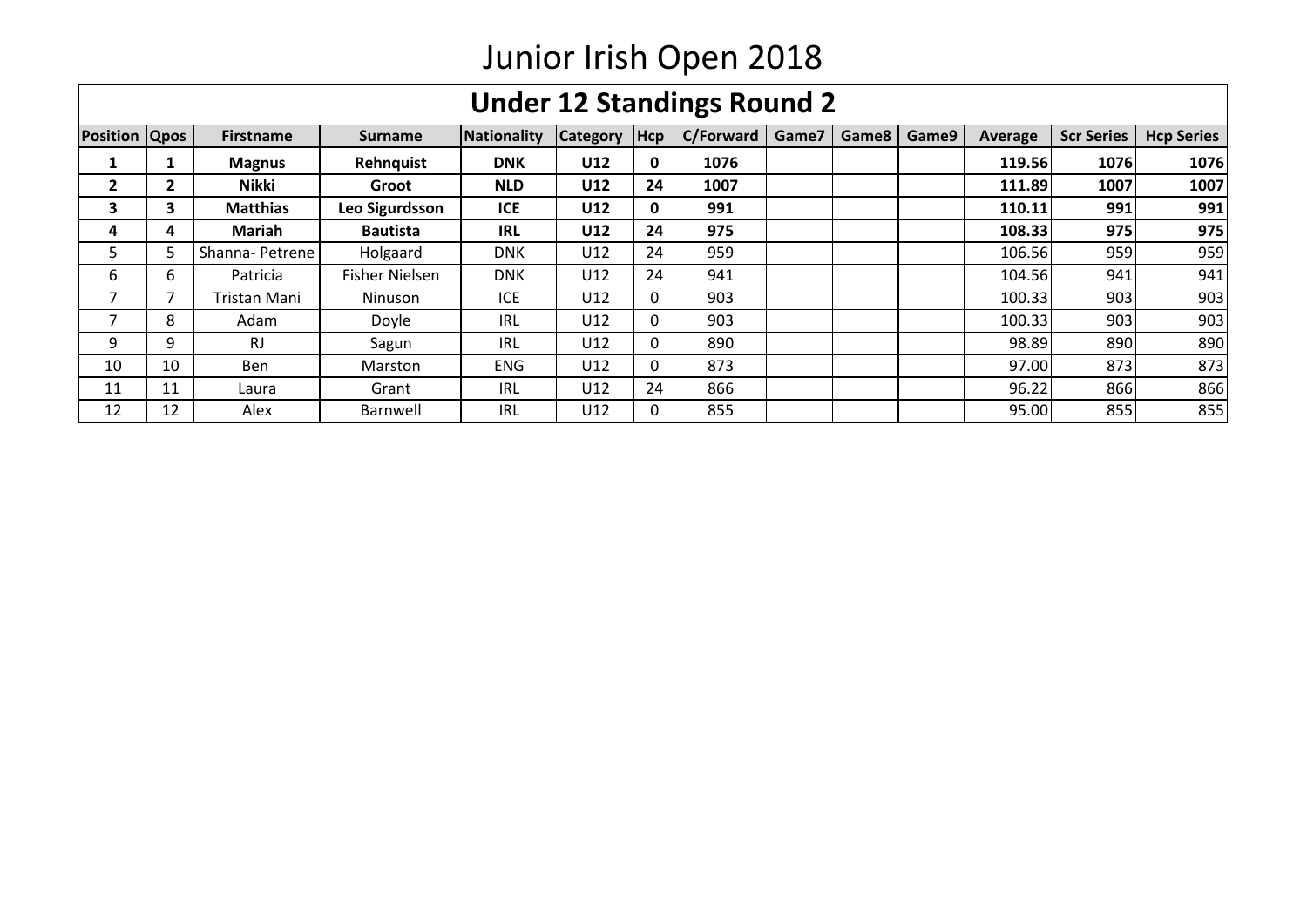# Junior Irish Open 2018

## Under 12 Standings Round 2

| Position | Qpos | Firstname | Surname | Nationality | Category | Hcp | C/Forward | Game7 | Game8 | Game9 | Average | Scr Series | Hcp Series |
|---|---|---|---|---|---|---|---|---|---|---|---|---|---|
| **1** | **1** | **Magnus** | **Rehnquist** | **DNK** | **U12** | **0** | **1076** | | | | **119.56** | **1076** | **1076** |
| **2** | **2** | **Nikki** | **Groot** | **NLD** | **U12** | **24** | **1007** | | | | **111.89** | **1007** | **1007** |
| **3** | **3** | **Matthias** | **Leo Sigurdsson** | **ICE** | **U12** | **0** | **991** | | | | **110.11** | **991** | **991** |
| **4** | **4** | **Mariah** | **Bautista** | **IRL** | **U12** | **24** | **975** | | | | **108.33** | **975** | **975** |
| 5 | 5 | Shanna- Petrene | Holgaard | DNK | U12 | 24 | 959 | | | | 106.56 | 959 | 959 |
| 6 | 6 | Patricia | Fisher Nielsen | DNK | U12 | 24 | 941 | | | | 104.56 | 941 | 941 |
| 7 | 7 | Tristan Mani | Ninuson | ICE | U12 | 0 | 903 | | | | 100.33 | 903 | 903 |
| 7 | 8 | Adam | Doyle | IRL | U12 | 0 | 903 | | | | 100.33 | 903 | 903 |
| 9 | 9 | RJ | Sagun | IRL | U12 | 0 | 890 | | | | 98.89 | 890 | 890 |
| 10 | 10 | Ben | Marston | ENG | U12 | 0 | 873 | | | | 97.00 | 873 | 873 |
| 11 | 11 | Laura | Grant | IRL | U12 | 24 | 866 | | | | 96.22 | 866 | 866 |
| 12 | 12 | Alex | Barnwell | IRL | U12 | 0 | 855 | | | | 95.00 | 855 | 855 |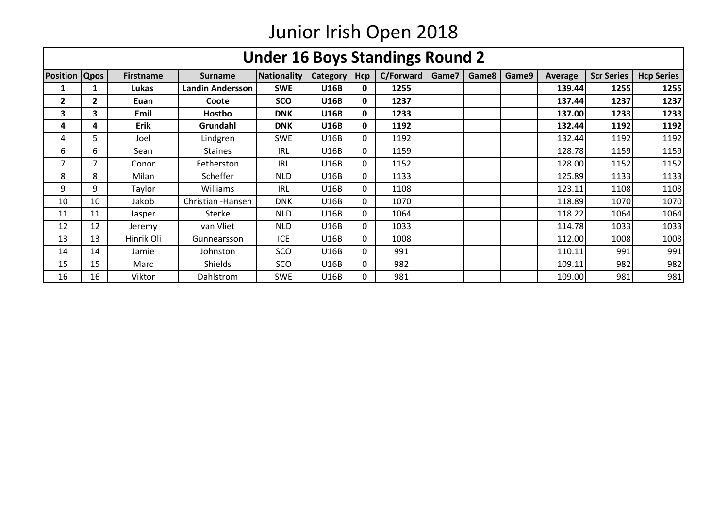# Junior Irish Open 2018

## Under 16 Boys Standings Round 2

| Position | Qpos | Firstname | Surname | Nationality | Category | Hcp | C/Forward | Game7 | Game8 | Game9 | Average | Scr Series | Hcp Series |
|---|---|---|---|---|---|---|---|---|---|---|---|---|---|
| **1** | **1** | **Lukas** | **Landin Andersson** | **SWE** | **U16B** | **0** | **1255** | | | | **139.44** | **1255** | **1255** |
| **2** | **2** | **Euan** | **Coote** | **SCO** | **U16B** | **0** | **1237** | | | | **137.44** | **1237** | **1237** |
| **3** | **3** | **Emil** | **Hostbo** | **DNK** | **U16B** | **0** | **1233** | | | | **137.00** | **1233** | **1233** |
| **4** | **4** | **Erik** | **Grundahl** | **DNK** | **U16B** | **0** | **1192** | | | | **132.44** | **1192** | **1192** |
| 4 | 5 | Joel | Lindgren | SWE | U16B | 0 | 1192 | | | | 132.44 | 1192 | 1192 |
| 6 | 6 | Sean | Staines | IRL | U16B | 0 | 1159 | | | | 128.78 | 1159 | 1159 |
| 7 | 7 | Conor | Fetherston | IRL | U16B | 0 | 1152 | | | | 128.00 | 1152 | 1152 |
| 8 | 8 | Milan | Scheffer | NLD | U16B | 0 | 1133 | | | | 125.89 | 1133 | 1133 |
| 9 | 9 | Taylor | Williams | IRL | U16B | 0 | 1108 | | | | 123.11 | 1108 | 1108 |
| 10 | 10 | Jakob | Christian -Hansen | DNK | U16B | 0 | 1070 | | | | 118.89 | 1070 | 1070 |
| 11 | 11 | Jasper | Sterke | NLD | U16B | 0 | 1064 | | | | 118.22 | 1064 | 1064 |
| 12 | 12 | Jeremy | van Vliet | NLD | U16B | 0 | 1033 | | | | 114.78 | 1033 | 1033 |
| 13 | 13 | Hinrik Oli | Gunnearsson | ICE | U16B | 0 | 1008 | | | | 112.00 | 1008 | 1008 |
| 14 | 14 | Jamie | Johnston | SCO | U16B | 0 | 991 | | | | 110.11 | 991 | 991 |
| 15 | 15 | Marc | Shields | SCO | U16B | 0 | 982 | | | | 109.11 | 982 | 982 |
| 16 | 16 | Viktor | Dahlstrom | SWE | U16B | 0 | 981 | | | | 109.00 | 981 | 981 |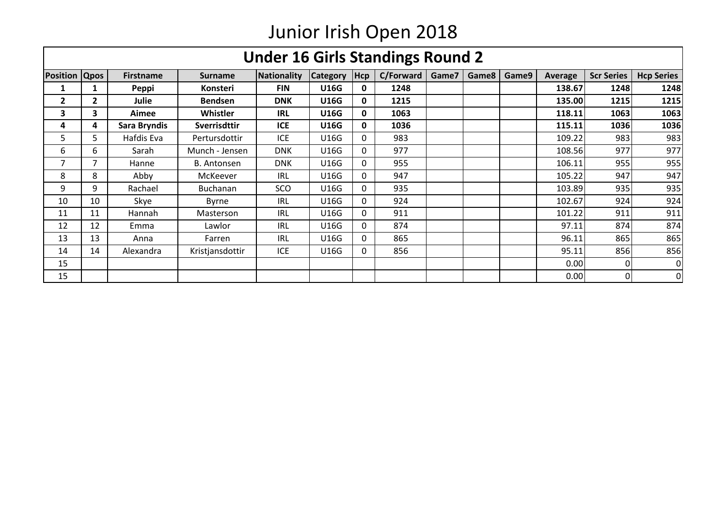# Junior Irish Open 2018

## Under 16 Girls Standings Round 2

| Position | Qpos | Firstname | Surname | Nationality | Category | Hcp | C/Forward | Game7 | Game8 | Game9 | Average | Scr Series | Hcp Series |
|---|---|---|---|---|---|---|---|---|---|---|---|---|---|
| **1** | **1** | **Peppi** | **Konsteri** | **FIN** | **U16G** | **0** | **1248** | | | | **138.67** | **1248** | **1248** |
| **2** | **2** | **Julie** | **Bendsen** | **DNK** | **U16G** | **0** | **1215** | | | | **135.00** | **1215** | **1215** |
| **3** | **3** | **Aimee** | **Whistler** | **IRL** | **U16G** | **0** | **1063** | | | | **118.11** | **1063** | **1063** |
| **4** | **4** | **Sara Bryndis** | **Sverrisdttir** | **ICE** | **U16G** | **0** | **1036** | | | | **115.11** | **1036** | **1036** |
| 5 | 5 | Hafdis Eva | Pertursdottir | ICE | U16G | 0 | 983 | | | | 109.22 | 983 | 983 |
| 6 | 6 | Sarah | Munch - Jensen | DNK | U16G | 0 | 977 | | | | 108.56 | 977 | 977 |
| 7 | 7 | Hanne | B. Antonsen | DNK | U16G | 0 | 955 | | | | 106.11 | 955 | 955 |
| 8 | 8 | Abby | McKeever | IRL | U16G | 0 | 947 | | | | 105.22 | 947 | 947 |
| 9 | 9 | Rachael | Buchanan | SCO | U16G | 0 | 935 | | | | 103.89 | 935 | 935 |
| 10 | 10 | Skye | Byrne | IRL | U16G | 0 | 924 | | | | 102.67 | 924 | 924 |
| 11 | 11 | Hannah | Masterson | IRL | U16G | 0 | 911 | | | | 101.22 | 911 | 911 |
| 12 | 12 | Emma | Lawlor | IRL | U16G | 0 | 874 | | | | 97.11 | 874 | 874 |
| 13 | 13 | Anna | Farren | IRL | U16G | 0 | 865 | | | | 96.11 | 865 | 865 |
| 14 | 14 | Alexandra | Kristjansdottir | ICE | U16G | 0 | 856 | | | | 95.11 | 856 | 856 |
| 15 | | | | | | | | | | | 0.00 | 0 | 0 |
| 15 | | | | | | | | | | | 0.00 | 0 | 0 |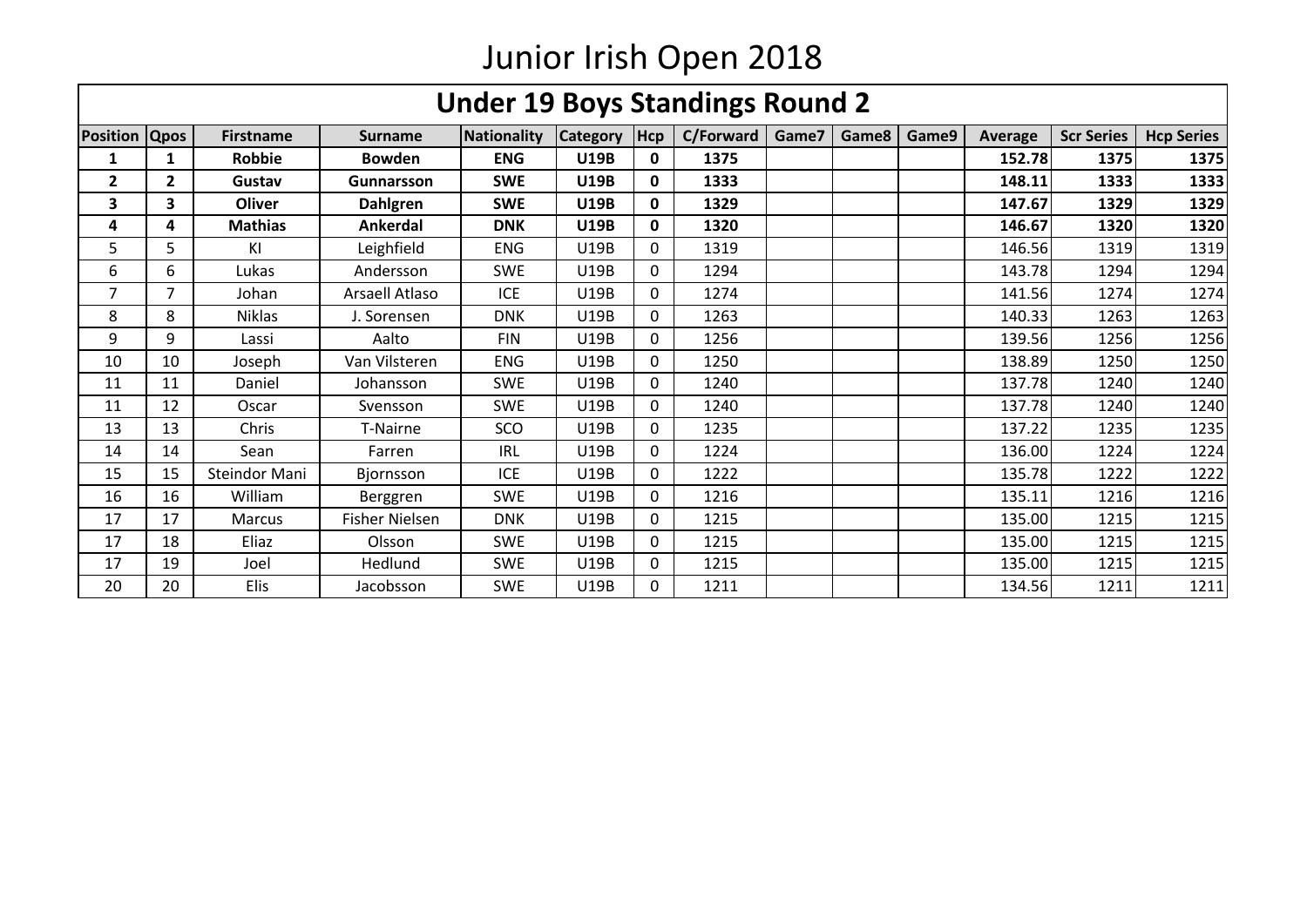# Junior Irish Open 2018

## Under 19 Boys Standings Round 2

| Position | Qpos | Firstname | Surname | Nationality | Category | Hcp | C/Forward | Game7 | Game8 | Game9 | Average | Scr Series | Hcp Series |
|---|---|---|---|---|---|---|---|---|---|---|---|---|---|
| **1** | **1** | **Robbie** | **Bowden** | **ENG** | **U19B** | **0** | **1375** | | | | **152.78** | **1375** | **1375** |
| **2** | **2** | **Gustav** | **Gunnarsson** | **SWE** | **U19B** | **0** | **1333** | | | | **148.11** | **1333** | **1333** |
| **3** | **3** | **Oliver** | **Dahlgren** | **SWE** | **U19B** | **0** | **1329** | | | | **147.67** | **1329** | **1329** |
| **4** | **4** | **Mathias** | **Ankerdal** | **DNK** | **U19B** | **0** | **1320** | | | | **146.67** | **1320** | **1320** |
| 5 | 5 | Kl | Leighfield | ENG | U19B | 0 | 1319 | | | | 146.56 | 1319 | 1319 |
| 6 | 6 | Lukas | Andersson | SWE | U19B | 0 | 1294 | | | | 143.78 | 1294 | 1294 |
| 7 | 7 | Johan | Arsaell Atlaso | ICE | U19B | 0 | 1274 | | | | 141.56 | 1274 | 1274 |
| 8 | 8 | Niklas | J. Sorensen | DNK | U19B | 0 | 1263 | | | | 140.33 | 1263 | 1263 |
| 9 | 9 | Lassi | Aalto | FIN | U19B | 0 | 1256 | | | | 139.56 | 1256 | 1256 |
| 10 | 10 | Joseph | Van Vilsteren | ENG | U19B | 0 | 1250 | | | | 138.89 | 1250 | 1250 |
| 11 | 11 | Daniel | Johansson | SWE | U19B | 0 | 1240 | | | | 137.78 | 1240 | 1240 |
| 11 | 12 | Oscar | Svensson | SWE | U19B | 0 | 1240 | | | | 137.78 | 1240 | 1240 |
| 13 | 13 | Chris | T-Nairne | SCO | U19B | 0 | 1235 | | | | 137.22 | 1235 | 1235 |
| 14 | 14 | Sean | Farren | IRL | U19B | 0 | 1224 | | | | 136.00 | 1224 | 1224 |
| 15 | 15 | Steindor Mani | Bjornsson | ICE | U19B | 0 | 1222 | | | | 135.78 | 1222 | 1222 |
| 16 | 16 | William | Berggren | SWE | U19B | 0 | 1216 | | | | 135.11 | 1216 | 1216 |
| 17 | 17 | Marcus | Fisher Nielsen | DNK | U19B | 0 | 1215 | | | | 135.00 | 1215 | 1215 |
| 17 | 18 | Eliaz | Olsson | SWE | U19B | 0 | 1215 | | | | 135.00 | 1215 | 1215 |
| 17 | 19 | Joel | Hedlund | SWE | U19B | 0 | 1215 | | | | 135.00 | 1215 | 1215 |
| 20 | 20 | Elis | Jacobsson | SWE | U19B | 0 | 1211 | | | | 134.56 | 1211 | 1211 |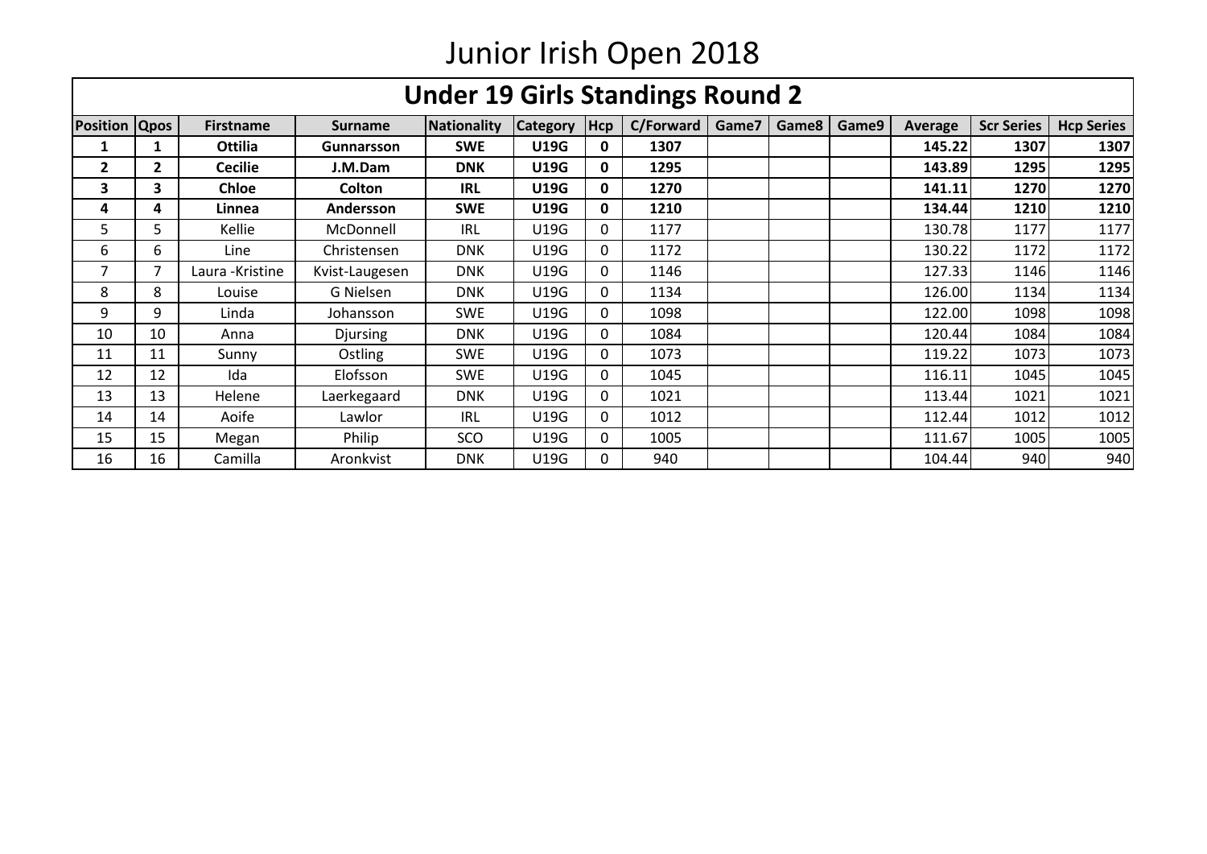# Junior Irish Open 2018

## Under 19 Girls Standings Round 2

| Position | Qpos | Firstname | Surname | Nationality | Category | Hcp | C/Forward | Game7 | Game8 | Game9 | Average | Scr Series | Hcp Series |
|---|---|---|---|---|---|---|---|---|---|---|---|---|---|
| **1** | **1** | **Ottilia** | **Gunnarsson** | **SWE** | **U19G** | **0** | **1307** | | | | **145.22** | **1307** | **1307** |
| **2** | **2** | **Cecilie** | **J.M.Dam** | **DNK** | **U19G** | **0** | **1295** | | | | **143.89** | **1295** | **1295** |
| **3** | **3** | **Chloe** | **Colton** | **IRL** | **U19G** | **0** | **1270** | | | | **141.11** | **1270** | **1270** |
| **4** | **4** | **Linnea** | **Andersson** | **SWE** | **U19G** | **0** | **1210** | | | | **134.44** | **1210** | **1210** |
| 5 | 5 | Kellie | McDonnell | IRL | U19G | 0 | 1177 | | | | 130.78 | 1177 | 1177 |
| 6 | 6 | Line | Christensen | DNK | U19G | 0 | 1172 | | | | 130.22 | 1172 | 1172 |
| 7 | 7 | Laura -Kristine | Kvist-Laugesen | DNK | U19G | 0 | 1146 | | | | 127.33 | 1146 | 1146 |
| 8 | 8 | Louise | G Nielsen | DNK | U19G | 0 | 1134 | | | | 126.00 | 1134 | 1134 |
| 9 | 9 | Linda | Johansson | SWE | U19G | 0 | 1098 | | | | 122.00 | 1098 | 1098 |
| 10 | 10 | Anna | Djursing | DNK | U19G | 0 | 1084 | | | | 120.44 | 1084 | 1084 |
| 11 | 11 | Sunny | Ostling | SWE | U19G | 0 | 1073 | | | | 119.22 | 1073 | 1073 |
| 12 | 12 | Ida | Elofsson | SWE | U19G | 0 | 1045 | | | | 116.11 | 1045 | 1045 |
| 13 | 13 | Helene | Laerkegaard | DNK | U19G | 0 | 1021 | | | | 113.44 | 1021 | 1021 |
| 14 | 14 | Aoife | Lawlor | IRL | U19G | 0 | 1012 | | | | 112.44 | 1012 | 1012 |
| 15 | 15 | Megan | Philip | SCO | U19G | 0 | 1005 | | | | 111.67 | 1005 | 1005 |
| 16 | 16 | Camilla | Aronkvist | DNK | U19G | 0 | 940 | | | | 104.44 | 940 | 940 |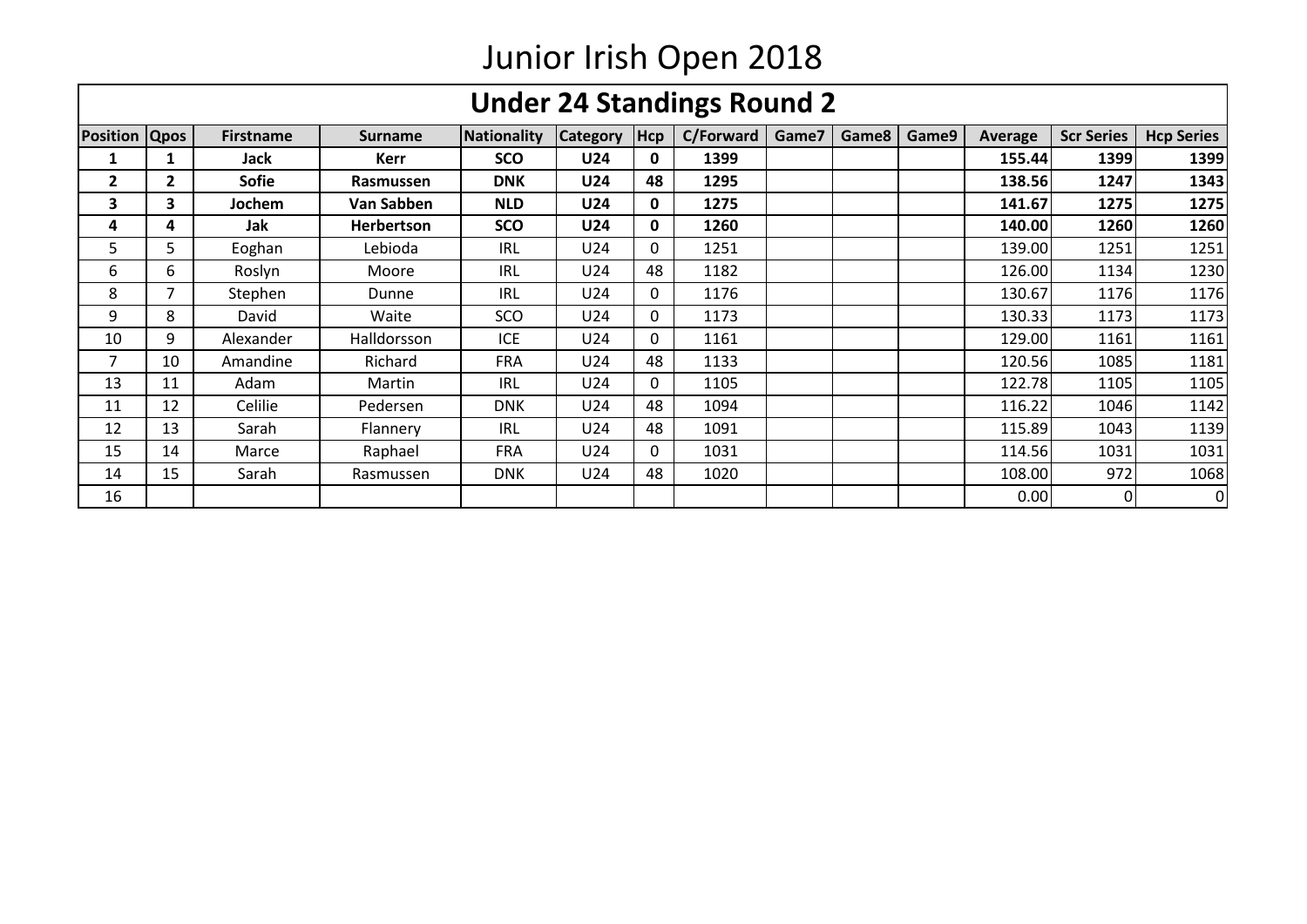# Junior Irish Open 2018

| Under 24 Standings Round 2 | | | | | | | | | | | | | |
|---|---|---|---|---|---|---|---|---|---|---|---|---|---|
| **Position** | **Qpos** | **Firstname** | **Surname** | **Nationality** | **Category** | **Hcp** | **C/Forward** | **Game7** | **Game8** | **Game9** | **Average** | **Scr Series** | **Hcp Series** |
| **1** | **1** | **Jack** | **Kerr** | **SCO** | **U24** | **0** | **1399** | | | | **155.44** | **1399** | **1399** |
| **2** | **2** | **Sofie** | **Rasmussen** | **DNK** | **U24** | **48** | **1295** | | | | **138.56** | **1247** | **1343** |
| **3** | **3** | **Jochem** | **Van Sabben** | **NLD** | **U24** | **0** | **1275** | | | | **141.67** | **1275** | **1275** |
| **4** | **4** | **Jak** | **Herbertson** | **SCO** | **U24** | **0** | **1260** | | | | **140.00** | **1260** | **1260** |
| 5 | 5 | Eoghan | Lebioda | IRL | U24 | 0 | 1251 | | | | 139.00 | 1251 | 1251 |
| 6 | 6 | Roslyn | Moore | IRL | U24 | 48 | 1182 | | | | 126.00 | 1134 | 1230 |
| 8 | 7 | Stephen | Dunne | IRL | U24 | 0 | 1176 | | | | 130.67 | 1176 | 1176 |
| 9 | 8 | David | Waite | SCO | U24 | 0 | 1173 | | | | 130.33 | 1173 | 1173 |
| 10 | 9 | Alexander | Halldorsson | ICE | U24 | 0 | 1161 | | | | 129.00 | 1161 | 1161 |
| 7 | 10 | Amandine | Richard | FRA | U24 | 48 | 1133 | | | | 120.56 | 1085 | 1181 |
| 13 | 11 | Adam | Martin | IRL | U24 | 0 | 1105 | | | | 122.78 | 1105 | 1105 |
| 11 | 12 | Celilie | Pedersen | DNK | U24 | 48 | 1094 | | | | 116.22 | 1046 | 1142 |
| 12 | 13 | Sarah | Flannery | IRL | U24 | 48 | 1091 | | | | 115.89 | 1043 | 1139 |
| 15 | 14 | Marce | Raphael | FRA | U24 | 0 | 1031 | | | | 114.56 | 1031 | 1031 |
| 14 | 15 | Sarah | Rasmussen | DNK | U24 | 48 | 1020 | | | | 108.00 | 972 | 1068 |
| 16 | | | | | | | | | | | 0.00 | 0 | 0 |